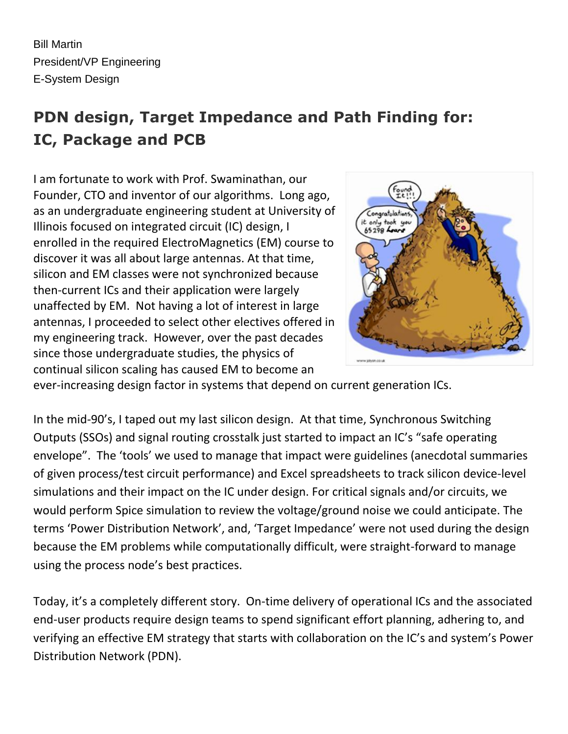Bill Martin
President/VP Engineering
E-System Design

## PDN design, Target Impedance and Path Finding for: IC, Package and PCB

I am fortunate to work with Prof. Swaminathan, our Founder, CTO and inventor of our algorithms. Long ago, as an undergraduate engineering student at University of Illinois focused on integrated circuit (IC) design, I enrolled in the required ElectroMagnetics (EM) course to discover it was all about large antennas. At that time, silicon and EM classes were not synchronized because then-current ICs and their application were largely unaffected by EM. Not having a lot of interest in large antennas, I proceeded to select other electives offered in my engineering track. However, over the past decades since those undergraduate studies, the physics of continual silicon scaling has caused EM to become an ever-increasing design factor in systems that depend on current generation ICs.

In the mid-90's, I taped out my last silicon design. At that time, Synchronous Switching Outputs (SSOs) and signal routing crosstalk just started to impact an IC's "safe operating envelope". The 'tools' we used to manage that impact were guidelines (anecdotal summaries of given process/test circuit performance) and Excel spreadsheets to track silicon device-level simulations and their impact on the IC under design. For critical signals and/or circuits, we would perform Spice simulation to review the voltage/ground noise we could anticipate. The terms 'Power Distribution Network', and, 'Target Impedance' were not used during the design because the EM problems while computationally difficult, were straight-forward to manage using the process node's best practices.

Today, it's a completely different story. On-time delivery of operational ICs and the associated end-user products require design teams to spend significant effort planning, adhering to, and verifying an effective EM strategy that starts with collaboration on the IC's and system's Power Distribution Network (PDN).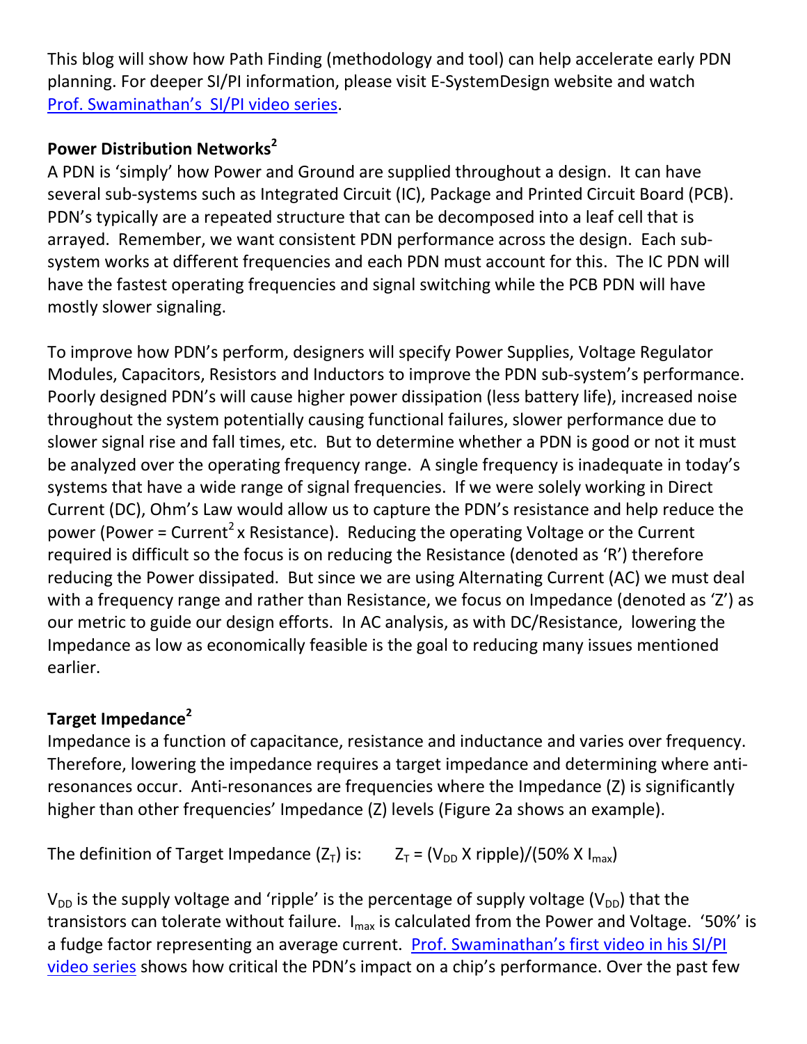This blog will show how Path Finding (methodology and tool) can help accelerate early PDN planning. For deeper SI/PI information, please visit E-SystemDesign website and watch Prof. Swaminathan's SI/PI video series.

**Power Distribution Networks[2]**

A PDN is 'simply' how Power and Ground are supplied throughout a design. It can have several sub-systems such as Integrated Circuit (IC), Package and Printed Circuit Board (PCB). PDN's typically are a repeated structure that can be decomposed into a leaf cell that is arrayed. Remember, we want consistent PDN performance across the design. Each sub-system works at different frequencies and each PDN must account for this. The IC PDN will have the fastest operating frequencies and signal switching while the PCB PDN will have mostly slower signaling.

To improve how PDN's perform, designers will specify Power Supplies, Voltage Regulator Modules, Capacitors, Resistors and Inductors to improve the PDN sub-system's performance. Poorly designed PDN's will cause higher power dissipation (less battery life), increased noise throughout the system potentially causing functional failures, slower performance due to slower signal rise and fall times, etc. But to determine whether a PDN is good or not it must be analyzed over the operating frequency range. A single frequency is inadequate in today's systems that have a wide range of signal frequencies. If we were solely working in Direct Current (DC), Ohm's Law would allow us to capture the PDN's resistance and help reduce the power (Power = Current$^2$ x Resistance). Reducing the operating Voltage or the Current required is difficult so the focus is on reducing the Resistance (denoted as 'R') therefore reducing the Power dissipated. But since we are using Alternating Current (AC) we must deal with a frequency range and rather than Resistance, we focus on Impedance (denoted as 'Z') as our metric to guide our design efforts. In AC analysis, as with DC/Resistance, lowering the Impedance as low as economically feasible is the goal to reducing many issues mentioned earlier.

**Target Impedance[2]**

Impedance is a function of capacitance, resistance and inductance and varies over frequency. Therefore, lowering the impedance requires a target impedance and determining where anti-resonances occur. Anti-resonances are frequencies where the Impedance (Z) is significantly higher than other frequencies' Impedance (Z) levels (Figure 2a shows an example).

The definition of Target Impedance ($Z_T$) is: $Z_T = (V_{DD} \text{ X ripple})/(50\% \text{ X } I_{max})$

$V_{DD}$ is the supply voltage and 'ripple' is the percentage of supply voltage ($V_{DD}$) that the transistors can tolerate without failure. $I_{max}$ is calculated from the Power and Voltage. '50%' is a fudge factor representing an average current. Prof. Swaminathan's first video in his SI/PI video series shows how critical the PDN's impact on a chip's performance. Over the past few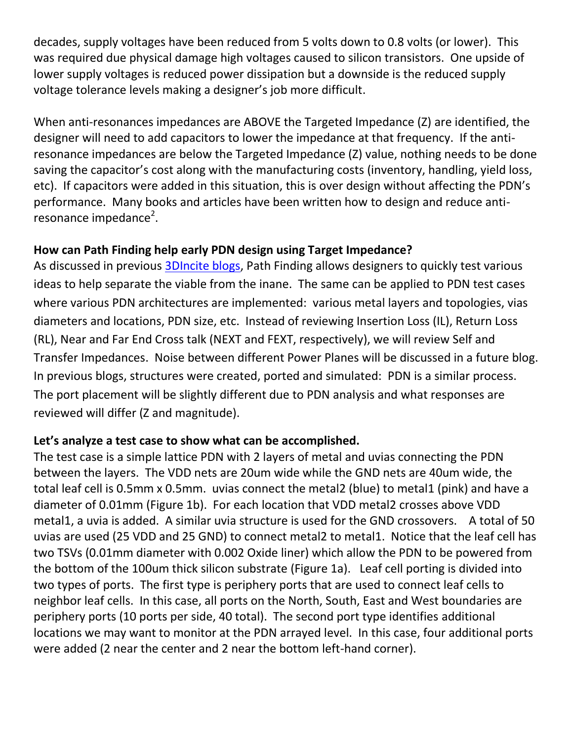decades, supply voltages have been reduced from 5 volts down to 0.8 volts (or lower). This was required due physical damage high voltages caused to silicon transistors. One upside of lower supply voltages is reduced power dissipation but a downside is the reduced supply voltage tolerance levels making a designer's job more difficult.

When anti-resonances impedances are ABOVE the Targeted Impedance (Z) are identified, the designer will need to add capacitors to lower the impedance at that frequency. If the anti-resonance impedances are below the Targeted Impedance (Z) value, nothing needs to be done saving the capacitor's cost along with the manufacturing costs (inventory, handling, yield loss, etc). If capacitors were added in this situation, this is over design without affecting the PDN's performance. Many books and articles have been written how to design and reduce anti-resonance impedance[2].

**How can Path Finding help early PDN design using Target Impedance?**

As discussed in previous 3DIncite blogs, Path Finding allows designers to quickly test various ideas to help separate the viable from the inane. The same can be applied to PDN test cases where various PDN architectures are implemented: various metal layers and topologies, vias diameters and locations, PDN size, etc. Instead of reviewing Insertion Loss (IL), Return Loss (RL), Near and Far End Cross talk (NEXT and FEXT, respectively), we will review Self and Transfer Impedances. Noise between different Power Planes will be discussed in a future blog. In previous blogs, structures were created, ported and simulated: PDN is a similar process. The port placement will be slightly different due to PDN analysis and what responses are reviewed will differ (Z and magnitude).

**Let's analyze a test case to show what can be accomplished.**

The test case is a simple lattice PDN with 2 layers of metal and uvias connecting the PDN between the layers. The VDD nets are 20um wide while the GND nets are 40um wide, the total leaf cell is 0.5mm x 0.5mm. uvias connect the metal2 (blue) to metal1 (pink) and have a diameter of 0.01mm (Figure 1b). For each location that VDD metal2 crosses above VDD metal1, a uvia is added. A similar uvia structure is used for the GND crossovers. A total of 50 uvias are used (25 VDD and 25 GND) to connect metal2 to metal1. Notice that the leaf cell has two TSVs (0.01mm diameter with 0.002 Oxide liner) which allow the PDN to be powered from the bottom of the 100um thick silicon substrate (Figure 1a). Leaf cell porting is divided into two types of ports. The first type is periphery ports that are used to connect leaf cells to neighbor leaf cells. In this case, all ports on the North, South, East and West boundaries are periphery ports (10 ports per side, 40 total). The second port type identifies additional locations we may want to monitor at the PDN arrayed level. In this case, four additional ports were added (2 near the center and 2 near the bottom left-hand corner).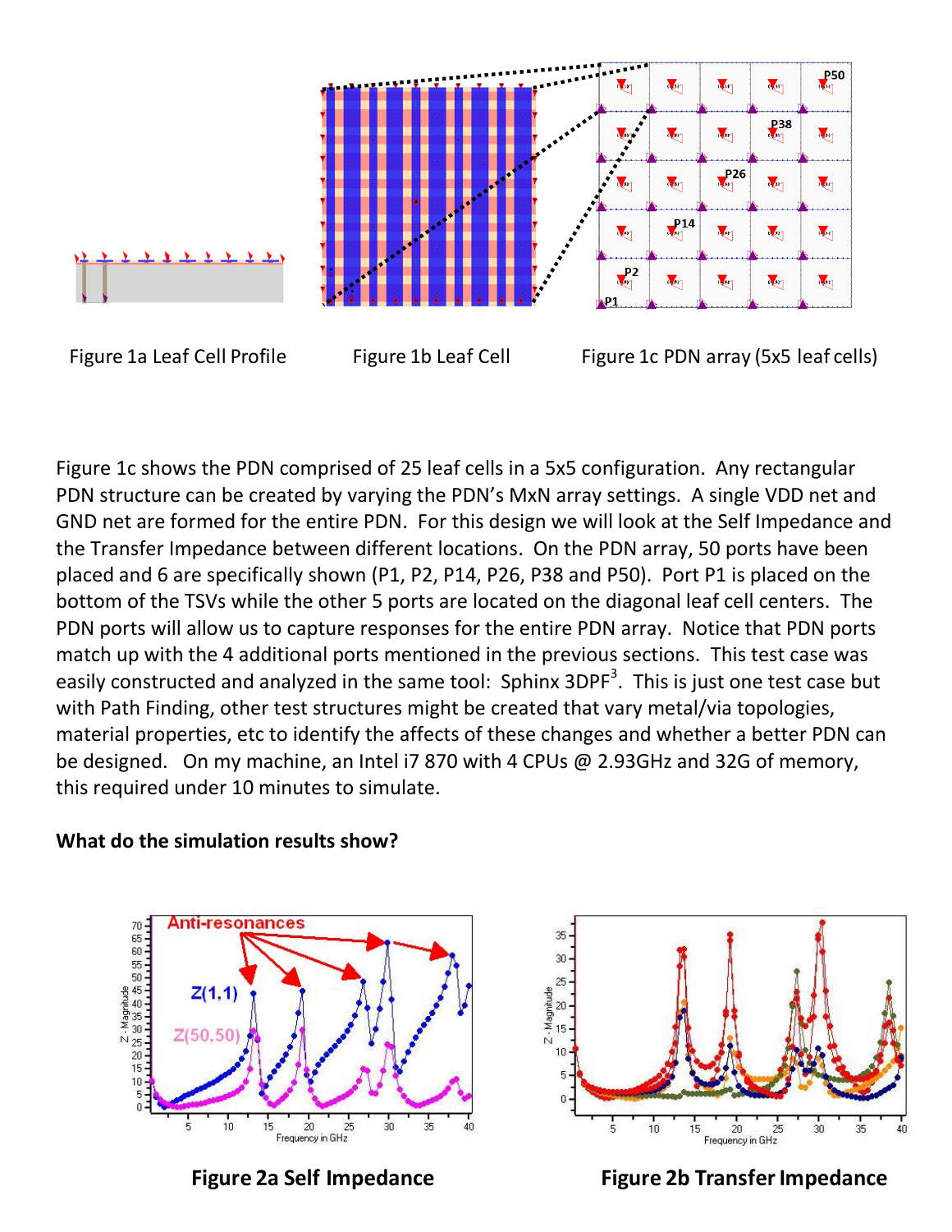Figure 1a Leaf Cell Profile

Figure 1b Leaf Cell

Figure 1c PDN array (5x5 leaf cells)

Figure 1c shows the PDN comprised of 25 leaf cells in a 5x5 configuration. Any rectangular PDN structure can be created by varying the PDN's MxN array settings. A single VDD net and GND net are formed for the entire PDN. For this design we will look at the Self Impedance and the Transfer Impedance between different locations. On the PDN array, 50 ports have been placed and 6 are specifically shown (P1, P2, P14, P26, P38 and P50). Port P1 is placed on the bottom of the TSVs while the other 5 ports are located on the diagonal leaf cell centers. The PDN ports will allow us to capture responses for the entire PDN array. Notice that PDN ports match up with the 4 additional ports mentioned in the previous sections. This test case was easily constructed and analyzed in the same tool: Sphinx 3DPF[3]. This is just one test case but with Path Finding, other test structures might be created that vary metal/via topologies, material properties, etc to identify the affects of these changes and whether a better PDN can be designed. On my machine, an Intel i7 870 with 4 CPUs @ 2.93GHz and 32G of memory, this required under 10 minutes to simulate.

**What do the simulation results show?**

**Figure 2a Self Impedance**

**Figure 2b Transfer Impedance**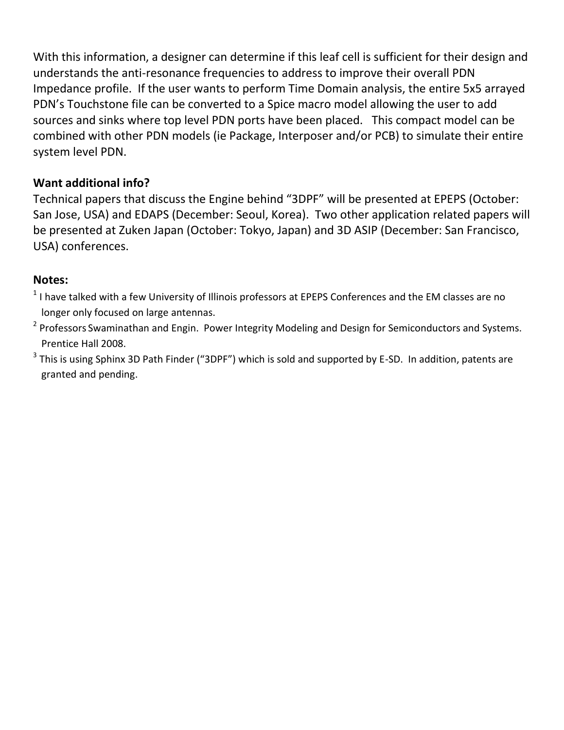With this information, a designer can determine if this leaf cell is sufficient for their design and understands the anti-resonance frequencies to address to improve their overall PDN Impedance profile. If the user wants to perform Time Domain analysis, the entire 5x5 arrayed PDN's Touchstone file can be converted to a Spice macro model allowing the user to add sources and sinks where top level PDN ports have been placed. This compact model can be combined with other PDN models (ie Package, Interposer and/or PCB) to simulate their entire system level PDN.

**Want additional info?**

Technical papers that discuss the Engine behind "3DPF" will be presented at EPEPS (October: San Jose, USA) and EDAPS (December: Seoul, Korea). Two other application related papers will be presented at Zuken Japan (October: Tokyo, Japan) and 3D ASIP (December: San Francisco, USA) conferences.

**Notes:**

[1] I have talked with a few University of Illinois professors at EPEPS Conferences and the EM classes are no longer only focused on large antennas.

[2] Professors Swaminathan and Engin. Power Integrity Modeling and Design for Semiconductors and Systems. Prentice Hall 2008.

[3] This is using Sphinx 3D Path Finder ("3DPF") which is sold and supported by E-SD. In addition, patents are granted and pending.